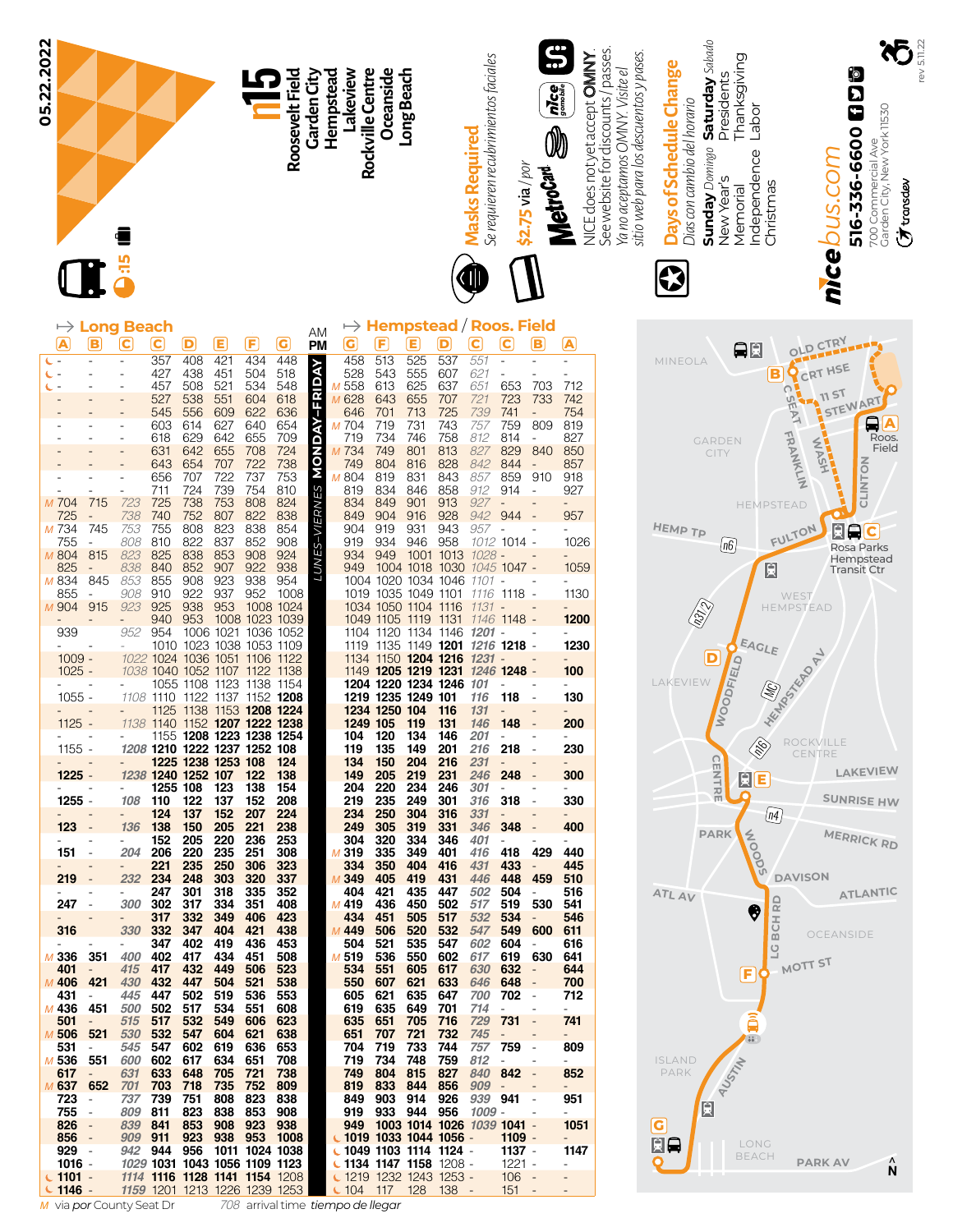**05.22.2022**

# n15

**Roosevelt Field**
**Garden City**
**Hempstead**
**Lakeview**
**Rockville Centre**
**Oceanside**
**Long Beach**

:15

**Masks Required**
*Se requieren recubrimientos faciales*

**$2.75** via / *por* MetroCard

NICE does not yet accept **OMNY**. See website for discounts / passes.
*Ya no aceptamos OMNY. Visite el sitio web para los descuentos y pases.*

**Days of Schedule Change**
*Días con cambio del horario*

**Sunday** *Domingo*: New Year's, Memorial, Independence, Christmas
**Saturday** *Sabado*: Presidents, Thanksgiving, Labor

**nicebus.com**
**516-336-6600**
700 Commercial Ave
Garden City, New York 11530

transdev

rev 5.11.22

## MONDAY-FRIDAY / *LUNES-VIERNES*

Times in **bold** are PM.

| → Long Beach A | B | C | C | D | E | F | G | AM / **PM** | → Hempstead / Roos. Field G | F | E | D | C | C | B | A |
|---|---|---|---|---|---|---|---|---|---|---|---|---|---|---|---|---|
| ☾ - | - | - | 357 | 408 | 421 | 434 | 448 | | 458 | 513 | 525 | 537 | *551* | - | - | - |
| ☾ - | - | - | 427 | 438 | 451 | 504 | 518 | | 528 | 543 | 555 | 607 | *621* | - | - | - |
| ☾ - | - | - | 457 | 508 | 521 | 534 | 548 | | M 558 | 613 | 625 | 637 | *651* | 653 | 703 | 712 |
| - | - | - | 527 | 538 | 551 | 604 | 618 | | M 628 | 643 | 655 | 707 | *721* | 723 | 733 | 742 |
| - | - | - | 545 | 556 | 609 | 622 | 636 | | 646 | 701 | 713 | 725 | *739* | 741 | - | 754 |
| - | - | - | 603 | 614 | 627 | 640 | 654 | | M 704 | 719 | 731 | 743 | *757* | 759 | 809 | 819 |
| - | - | - | 618 | 629 | 642 | 655 | 709 | | 719 | 734 | 746 | 758 | *812* | 814 | - | 827 |
| - | - | - | 631 | 642 | 655 | 708 | 724 | | M 734 | 749 | 801 | 813 | *827* | 829 | 840 | 850 |
| - | - | - | 643 | 654 | 707 | 722 | 738 | | 749 | 804 | 816 | 828 | *842* | 844 | - | 857 |
| - | - | - | 656 | 707 | 722 | 737 | 753 | | M 804 | 819 | 831 | 843 | *857* | 859 | 910 | 918 |
| - | - | - | 711 | 724 | 739 | 754 | 810 | | 819 | 834 | 846 | 858 | *912* | 914 | - | 927 |
| M 704 | 715 | *723* | 725 | 738 | 753 | 808 | 824 | | 834 | 849 | 901 | 913 | *927* | - | - | - |
| 725 | - | *738* | 740 | 752 | 807 | 822 | 838 | | 849 | 904 | 916 | 928 | *942* | 944 | - | 957 |
| M 734 | 745 | *753* | 755 | 808 | 823 | 838 | 854 | | 904 | 919 | 931 | 943 | *957* | - | - | - |
| 755 | - | *808* | 810 | 822 | 837 | 852 | 908 | | 919 | 934 | 946 | 958 | *1012* | 1014 | - | 1026 |
| M 804 | 815 | *823* | 825 | 838 | 853 | 908 | 924 | | 934 | 949 | 1001 | 1013 | *1028* | - | - | - |
| 825 | - | *838* | 840 | 852 | 907 | 922 | 938 | | 949 | 1004 | 1018 | 1030 | *1045* | 1047 | - | 1059 |
| M 834 | 845 | *853* | 855 | 908 | 923 | 938 | 954 | | 1004 | 1020 | 1034 | 1046 | *1101* | - | - | - |
| 855 | - | *908* | 910 | 922 | 937 | 952 | 1008 | | 1019 | 1035 | 1049 | 1101 | *1116* | 1118 | - | 1130 |
| M 904 | 915 | *923* | 925 | 938 | 953 | 1008 | 1024 | | 1034 | 1050 | 1104 | 1116 | *1131* | - | - | - |
| - | - | - | 940 | 953 | 1008 | 1023 | 1039 | | 1049 | 1105 | 1119 | 1131 | *1146* | 1148 | - | **1200** |
| 939 | - | *952* | 954 | 1006 | 1021 | 1036 | 1052 | | 1104 | 1120 | 1134 | 1146 | ***1201*** | - | - | - |
| - | - | - | 1010 | 1023 | 1038 | 1053 | 1109 | | 1119 | 1135 | 1149 | **1201** | ***1216*** | **1218** | - | **1230** |
| 1009 | - | *1022* | 1024 | 1036 | 1051 | 1106 | 1122 | | 1134 | 1150 | **1204** | **1216** | ***1231*** | - | - | - |
| 1025 | - | *1038* | 1040 | 1052 | 1107 | 1122 | 1138 | | 1149 | **1205** | **1219** | **1231** | ***1246*** | **1248** | - | **100** |
| - | - | - | 1055 | 1108 | 1123 | 1138 | 1154 | | **1204** | **1220** | **1234** | **1246** | ***101*** | - | - | - |
| 1055 | - | *1108* | 1110 | 1122 | 1137 | 1152 | **1208** | | **1219** | **1235** | **1249** | **101** | ***116*** | **118** | - | **130** |
| - | - | - | 1125 | 1138 | 1153 | **1208** | **1224** | | **1234** | **1250** | **104** | **116** | ***131*** | - | - | - |
| 1125 | - | *1138* | 1140 | 1152 | **1207** | **1222** | **1238** | | **1249** | **105** | **119** | **131** | ***146*** | **148** | - | **200** |
| - | - | - | 1155 | **1208** | **1223** | **1238** | **1254** | | **104** | **120** | **134** | **146** | ***201*** | - | - | - |
| 1155 | - | ***1208*** | **1210** | **1222** | **1237** | **1252** | **108** | | **119** | **135** | **149** | **201** | ***216*** | **218** | - | **230** |
| - | - | - | **1225** | **1238** | **1253** | **108** | **124** | | **134** | **150** | **204** | **216** | ***231*** | - | - | - |
| **1225** | - | ***1238*** | **1240** | **1252** | **107** | **122** | **138** | | **149** | **205** | **219** | **231** | ***246*** | **248** | - | **300** |
| - | - | - | **1255** | **108** | **123** | **138** | **154** | | **204** | **220** | **234** | **246** | ***301*** | - | - | - |
| **1255** | - | ***108*** | **110** | **122** | **137** | **152** | **208** | | **219** | **235** | **249** | **301** | ***316*** | **318** | - | **330** |
| - | - | - | **124** | **137** | **152** | **207** | **224** | | **234** | **250** | **304** | **316** | ***331*** | - | - | - |
| **123** | - | ***136*** | **138** | **150** | **205** | **221** | **238** | | **249** | **305** | **319** | **331** | ***346*** | **348** | - | **400** |
| - | - | - | **152** | **205** | **220** | **236** | **253** | | **304** | **320** | **334** | **346** | ***401*** | - | - | - |
| **151** | - | ***204*** | **206** | **220** | **235** | **251** | **308** | | M **319** | **335** | **349** | **401** | ***416*** | **418** | **429** | **440** |
| - | - | - | **221** | **235** | **250** | **306** | **323** | | **334** | **350** | **404** | **416** | ***431*** | **433** | - | **445** |
| **219** | - | ***232*** | **234** | **248** | **303** | **320** | **337** | | M **349** | **405** | **419** | **431** | ***446*** | **448** | **459** | **510** |
| - | - | - | **247** | **301** | **318** | **335** | **352** | | **404** | **421** | **435** | **447** | ***502*** | **504** | - | **516** |
| **247** | - | ***300*** | **302** | **317** | **334** | **351** | **408** | | M **419** | **436** | **450** | **502** | ***517*** | **519** | **530** | **541** |
| - | - | - | **317** | **332** | **349** | **406** | **423** | | **434** | **451** | **505** | **517** | ***532*** | **534** | - | **546** |
| **316** | - | ***330*** | **332** | **347** | **404** | **421** | **438** | | M **449** | **506** | **520** | **532** | ***547*** | **549** | **600** | **611** |
| - | - | - | **347** | **402** | **419** | **436** | **453** | | **504** | **521** | **535** | **547** | ***602*** | **604** | - | **616** |
| M **336** | **351** | ***400*** | **402** | **417** | **434** | **451** | **508** | | M **519** | **536** | **550** | **602** | ***617*** | **619** | **630** | **641** |
| **401** | - | ***415*** | **417** | **432** | **449** | **506** | **523** | | **534** | **551** | **605** | **617** | ***630*** | **632** | - | **644** |
| M **406** | **421** | ***430*** | **432** | **447** | **504** | **521** | **538** | | **550** | **607** | **621** | **633** | ***646*** | **648** | - | **700** |
| **431** | - | ***445*** | **447** | **502** | **519** | **536** | **553** | | **605** | **621** | **635** | **647** | ***700*** | **702** | - | **712** |
| M **436** | **451** | ***500*** | **502** | **517** | **534** | **551** | **608** | | **619** | **635** | **649** | **701** | ***714*** | - | - | - |
| **501** | - | ***515*** | **517** | **532** | **549** | **606** | **623** | | **635** | **651** | **705** | **716** | ***729*** | **731** | - | **741** |
| M **506** | **521** | ***530*** | **532** | **547** | **604** | **621** | **638** | | **651** | **707** | **721** | **732** | ***745*** | - | - | - |
| **531** | - | ***545*** | **547** | **602** | **619** | **636** | **653** | | **704** | **719** | **733** | **744** | ***757*** | **759** | - | **809** |
| M **536** | **551** | ***600*** | **602** | **617** | **634** | **651** | **708** | | **719** | **734** | **748** | **759** | ***812*** | - | - | - |
| **617** | - | ***631*** | **633** | **648** | **705** | **721** | **738** | | **749** | **804** | **815** | **827** | ***840*** | **842** | - | **852** |
| M **637** | **652** | ***701*** | **703** | **718** | **735** | **752** | **809** | | **819** | **833** | **844** | **856** | ***909*** | - | - | - |
| **723** | - | ***737*** | **739** | **751** | **808** | **823** | **838** | | **849** | **903** | **914** | **926** | ***939*** | **941** | - | **951** |
| **755** | - | ***809*** | **811** | **823** | **838** | **853** | **908** | | **919** | **933** | **944** | **956** | ***1009*** | - | - | - |
| **826** | - | ***839*** | **841** | **853** | **908** | **923** | **938** | | **949** | **1003** | **1014** | **1026** | ***1039*** | **1041** | - | **1051** |
| **856** | - | ***909*** | **911** | **923** | **938** | **953** | **1008** | | ☾ **1019** | **1033** | **1044** | **1056** | - | **1109** | - | - |
| **929** | - | ***942*** | **944** | **956** | **1011** | **1024** | **1038** | | ☾ **1049** | **1103** | **1114** | **1124** | - | **1137** | - | **1147** |
| **1016** | - | ***1029*** | **1031** | **1043** | **1056** | **1109** | **1123** | | ☾ **1134** | **1147** | **1158** | 1208 | - | 1221 | - | - |
| ☾ **1101** | - | ***1114*** | **1116** | **1128** | **1141** | **1154** | 1208 | | ☾ 1219 | 1232 | 1243 | 1253 | - | 106 | - | - |
| ☾ **1146** | - | ***1159*** | 1201 | 1213 | 1226 | 1239 | 1253 | | ☾ 104 | 117 | 128 | 138 | - | 151 | - | - |

M via *por* County Seat Dr *708* arrival time *tiempo de llegar*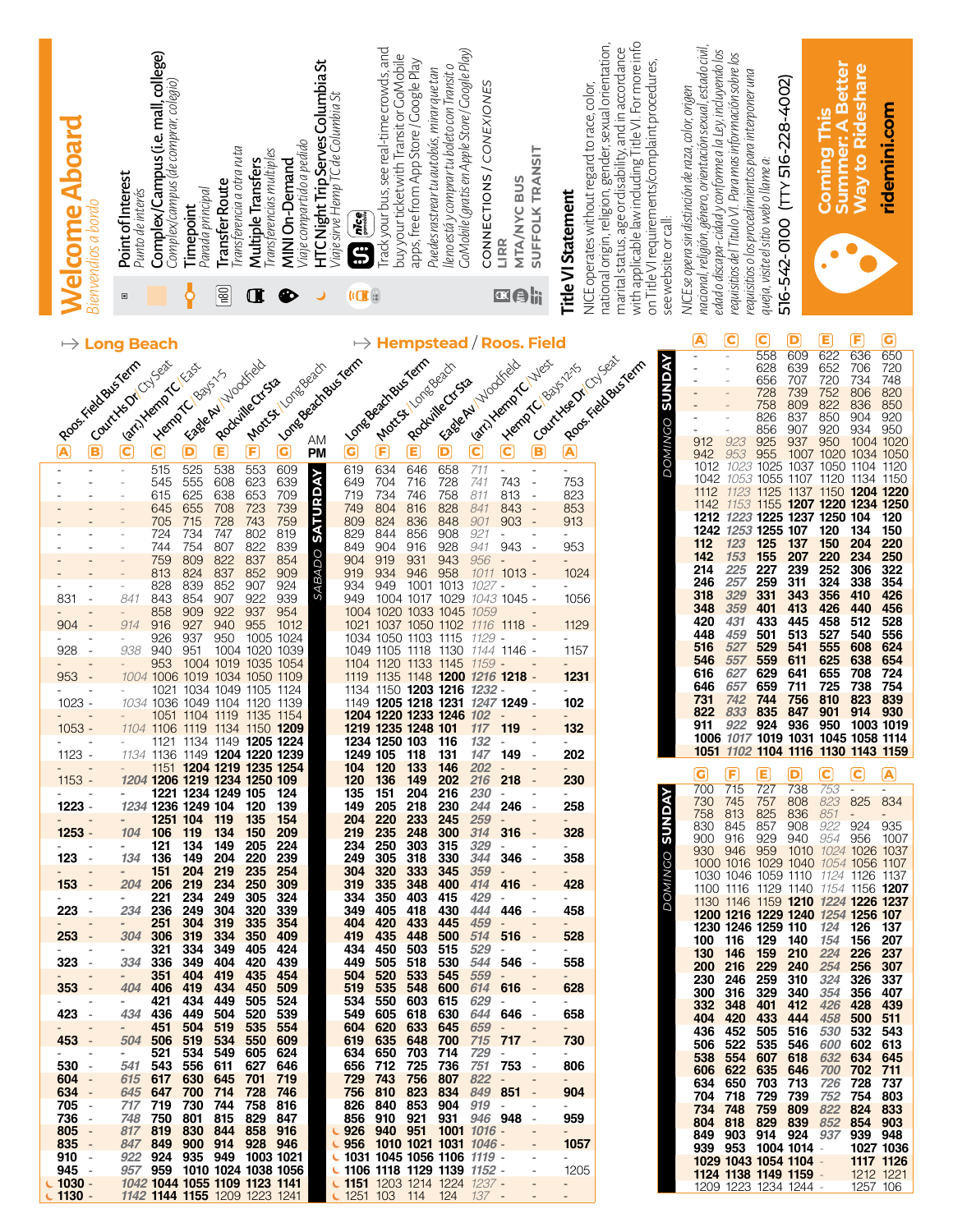# Welcome Aboard
*Bienvenidos a bordo*

- Point of Interest — *Punto de interés*
- Complex/Campus (i.e. mall, college) — *Complex/campus (de comprar, colegio)*
- Timepoint — *Parada principal*
- Transfer Route — *Transferencia a otra ruta*
- Multiple Transfers — *Transferencias múltiples*
- MINI On-Demand — *Viaje compartido a pedido*
- ☾ HTC Night Trip Serves Columbia St — *Viaje sirve Hemp TC de Columbia St*

Track your bus, see real-time crowds, and buy your ticket with Transit or GoMobile apps, free from App Store / Google Play

*Puedes rastrear tu autobús, mirar que tan lleno está y comprar tu boleto con Transit o GoMobile (gratis en Apple Store / Google Play)*

CONNECTIONS / CONEXIONES
- LIRR
- MTA/NYC BUS
- SUFFOLK TRANSIT

## Title VI Statement

NICE operates without regard to race, color, national origin, religion, gender, sexual orientation, marital status, age or disability, and in accordance with applicable law including Title VI. For more info on Title VI requirements/complaint procedures, see website or call:

*NICE se opera sin distinción de raza, color, origen nacional, religión, género, orientación sexual, estado civil, edad o discapacidad y conforme a la Ley, incluyendo los requisitos del Título VI. Para más información sobre los requisitos o los procedimientos para interponer una queja, visite el sitio web o llame a:*

516-542-0100 (TTY 516-228-4002)

**Coming This Summer: A Better Way to Rideshare**

**ridemini.com**

## SATURDAY / SÁBADO

☾ = HTC Night Trip Serves Columbia St. Italic times in column C (arr.) are arrival times. PM times shown in bold in the original.

### → Long Beach

| A Roos. Field Bus Term | B Court Hs Dr/Cty Seat | C (arr.) Hemp TC East | C Hemp TC/Bays 1-5 | D Eagle Av/Woodfield | E Rockville Ctr Sta | F Mott St/Long Beach | G Long Beach Bus Term |
|---|---|---|---|---|---|---|---|
| - | - | - | 515 | 525 | 538 | 553 | 609 |
| - | - | - | 545 | 555 | 608 | 623 | 639 |
| - | - | - | 615 | 625 | 638 | 653 | 709 |
| - | - | - | 645 | 655 | 708 | 723 | 739 |
| - | - | - | 705 | 715 | 728 | 743 | 759 |
| - | - | - | 724 | 734 | 747 | 802 | 819 |
| - | - | - | 744 | 754 | 807 | 822 | 839 |
| - | - | - | 759 | 809 | 822 | 837 | 854 |
| - | - | - | 813 | 824 | 837 | 852 | 909 |
| - | - | - | 828 | 839 | 852 | 907 | 924 |
| 831 | - | 841 | 843 | 854 | 907 | 922 | 939 |
| - | - | - | 858 | 909 | 922 | 937 | 954 |
| 904 | - | 914 | 916 | 927 | 940 | 955 | 1012 |
| - | - | - | 926 | 937 | 950 | 1005 | 1024 |
| 928 | - | 938 | 940 | 951 | 1004 | 1020 | 1039 |
| - | - | - | 953 | 1004 | 1019 | 1035 | 1054 |
| 953 | - | 1004 | 1006 | 1019 | 1034 | 1050 | 1109 |
| - | - | - | 1021 | 1034 | 1049 | 1105 | 1124 |
| 1023 | - | 1034 | 1036 | 1049 | 1104 | 1120 | 1139 |
| - | - | - | 1051 | 1104 | 1119 | 1135 | 1154 |
| 1053 | - | 1104 | 1106 | 1119 | 1134 | 1150 | 1209 |
| - | - | - | 1121 | 1134 | 1149 | 1205 | 1224 |
| 1123 | - | 1134 | 1136 | 1149 | 1204 | 1220 | 1239 |
| - | - | - | 1151 | 1204 | 1219 | 1235 | 1254 |
| 1153 | - | 1204 | 1206 | 1219 | 1234 | 1250 | 109 |
| - | - | - | 1221 | 1234 | 1249 | 105 | 124 |
| 1223 | - | 1234 | 1236 | 1249 | 104 | 120 | 139 |
| - | - | - | 1251 | 104 | 119 | 135 | 154 |
| 1253 | - | 104 | 106 | 119 | 134 | 150 | 209 |
| - | - | - | 121 | 134 | 149 | 205 | 224 |
| 123 | - | 134 | 136 | 149 | 204 | 220 | 239 |
| - | - | - | 151 | 204 | 219 | 235 | 254 |
| 153 | - | 204 | 206 | 219 | 234 | 250 | 309 |
| - | - | - | 221 | 234 | 249 | 305 | 324 |
| 223 | - | 234 | 236 | 249 | 304 | 320 | 339 |
| - | - | - | 251 | 304 | 319 | 335 | 354 |
| 253 | - | 304 | 306 | 319 | 334 | 350 | 409 |
| - | - | - | 321 | 334 | 349 | 405 | 424 |
| 323 | - | 334 | 336 | 349 | 404 | 420 | 439 |
| - | - | - | 351 | 404 | 419 | 435 | 454 |
| 353 | - | 404 | 406 | 419 | 434 | 450 | 509 |
| - | - | - | 421 | 434 | 449 | 505 | 524 |
| 423 | - | 434 | 436 | 449 | 504 | 520 | 539 |
| - | - | - | 451 | 504 | 519 | 535 | 554 |
| 453 | - | 504 | 506 | 519 | 534 | 550 | 609 |
| - | - | - | 521 | 534 | 549 | 605 | 624 |
| 530 | - | 541 | 543 | 556 | 611 | 627 | 646 |
| 604 | - | 615 | 617 | 630 | 645 | 701 | 719 |
| 634 | - | 645 | 647 | 700 | 714 | 728 | 746 |
| 705 | - | 717 | 719 | 730 | 744 | 758 | 816 |
| 736 | - | 748 | 750 | 801 | 815 | 829 | 847 |
| 805 | - | 817 | 819 | 830 | 844 | 858 | 916 |
| 835 | - | 847 | 849 | 900 | 914 | 928 | 946 |
| 910 | - | 922 | 924 | 935 | 949 | 1003 | 1021 |
| 945 | - | 957 | 959 | 1010 | 1024 | 1038 | 1056 |
| ☾ 1030 | - | 1042 | 1044 | 1055 | 1109 | 1123 | 1141 |
| ☾ 1130 | - | 1142 | 1144 | 1155 | 1209 | 1223 | 1241 |

### → Hempstead / Roos. Field

| G Long Beach Bus Term | F Mott St/Long Beach | E Rockville Ctr Sta | D Eagle Av/Woodfield | C (arr.) Hemp TC West | C Hemp TC/Bays 12-15 | B Court Hse Dr/Cty Seat | A Roos. Field Bus Term |
|---|---|---|---|---|---|---|---|
| 619 | 634 | 646 | 658 | 711 | - | - | - |
| 649 | 704 | 716 | 728 | 741 | 743 | - | 753 |
| 719 | 734 | 746 | 758 | 811 | 813 | - | 823 |
| 749 | 804 | 816 | 828 | 841 | 843 | - | 853 |
| 809 | 824 | 836 | 848 | 901 | 903 | - | 913 |
| 829 | 844 | 856 | 908 | 921 | - | - | - |
| 849 | 904 | 916 | 928 | 941 | 943 | - | 953 |
| 904 | 919 | 931 | 943 | 956 | - | - | - |
| 919 | 934 | 946 | 958 | 1011 | 1013 | - | 1024 |
| 934 | 949 | 1001 | 1013 | 1027 | - | - | - |
| 949 | 1004 | 1017 | 1029 | 1043 | 1045 | - | 1056 |
| 1004 | 1020 | 1033 | 1045 | 1059 | - | - | - |
| 1021 | 1037 | 1050 | 1102 | 1116 | 1118 | - | 1129 |
| 1034 | 1050 | 1103 | 1115 | 1129 | - | - | - |
| 1049 | 1105 | 1118 | 1130 | 1144 | 1146 | - | 1157 |
| 1104 | 1120 | 1133 | 1145 | 1159 | - | - | - |
| 1119 | 1135 | 1148 | 1200 | 1216 | 1218 | - | 1231 |
| 1134 | 1150 | 1203 | 1216 | 1232 | - | - | - |
| 1149 | 1205 | 1218 | 1231 | 1247 | 1249 | - | 102 |
| 1204 | 1220 | 1233 | 1246 | 102 | - | - | - |
| 1219 | 1235 | 1248 | 101 | 117 | 119 | - | 132 |
| 1234 | 1250 | 103 | 116 | 132 | - | - | - |
| 1249 | 105 | 118 | 131 | 147 | 149 | - | 202 |
| 104 | 120 | 133 | 146 | 202 | - | - | - |
| 120 | 136 | 149 | 202 | 216 | 218 | - | 230 |
| 135 | 151 | 204 | 216 | 230 | - | - | - |
| 149 | 205 | 218 | 230 | 244 | 246 | - | 258 |
| 204 | 220 | 233 | 245 | 259 | - | - | - |
| 219 | 235 | 248 | 300 | 314 | 316 | - | 328 |
| 234 | 250 | 303 | 315 | 329 | - | - | - |
| 249 | 305 | 318 | 330 | 344 | 346 | - | 358 |
| 304 | 320 | 333 | 345 | 359 | - | - | - |
| 319 | 335 | 348 | 400 | 414 | 416 | - | 428 |
| 334 | 350 | 403 | 415 | 429 | - | - | - |
| 349 | 405 | 418 | 430 | 444 | 446 | - | 458 |
| 404 | 420 | 433 | 445 | 459 | - | - | - |
| 419 | 435 | 448 | 500 | 514 | 516 | - | 528 |
| 434 | 450 | 503 | 515 | 529 | - | - | - |
| 449 | 505 | 518 | 530 | 544 | 546 | - | 558 |
| 504 | 520 | 533 | 545 | 559 | - | - | - |
| 519 | 535 | 548 | 600 | 614 | 616 | - | 628 |
| 534 | 550 | 603 | 615 | 629 | - | - | - |
| 549 | 605 | 618 | 630 | 644 | 646 | - | 658 |
| 604 | 620 | 633 | 645 | 659 | - | - | - |
| 619 | 635 | 648 | 700 | 715 | 717 | - | 730 |
| 634 | 650 | 703 | 714 | 729 | - | - | - |
| 656 | 712 | 725 | 736 | 751 | 753 | - | 806 |
| 729 | 743 | 756 | 807 | 822 | - | - | - |
| 756 | 810 | 823 | 834 | 849 | 851 | - | 904 |
| 826 | 840 | 853 | 904 | 919 | - | - | - |
| 856 | 910 | 921 | 931 | 946 | 948 | - | 959 |
| ☾ 926 | 940 | 951 | 1001 | 1016 | - | - | - |
| ☾ 956 | 1010 | 1021 | 1031 | 1046 | - | - | 1057 |
| ☾ 1031 | 1045 | 1056 | 1106 | 1119 | - | - | - |
| ☾ 1106 | 1118 | 1129 | 1139 | 1152 | - | - | 1205 |
| ☾ 1151 | 1203 | 1214 | 1224 | 1237 | - | - | - |
| ☾ 1251 | 103 | 114 | 124 | 137 | - | - | - |

## SUNDAY / DOMINGO

### → Long Beach

| A | C (arr.) | C | D | E | F | G |
|---|---|---|---|---|---|---|
| - | - | 558 | 609 | 622 | 636 | 650 |
| - | - | 628 | 639 | 652 | 706 | 720 |
| - | - | 656 | 707 | 720 | 734 | 748 |
| - | - | 728 | 739 | 752 | 806 | 820 |
| - | - | 758 | 809 | 822 | 836 | 850 |
| - | - | 826 | 837 | 850 | 904 | 920 |
| - | - | 856 | 907 | 920 | 934 | 950 |
| 912 | 923 | 925 | 937 | 950 | 1004 | 1020 |
| 942 | 953 | 955 | 1007 | 1020 | 1034 | 1050 |
| 1012 | 1023 | 1025 | 1037 | 1050 | 1104 | 1120 |
| 1042 | 1053 | 1055 | 1107 | 1120 | 1134 | 1150 |
| 1112 | 1123 | 1125 | 1137 | 1150 | 1204 | 1220 |
| 1142 | 1153 | 1155 | 1207 | 1220 | 1234 | 1250 |
| 1212 | 1223 | 1225 | 1237 | 1250 | 104 | 120 |
| 1242 | 1253 | 1255 | 107 | 120 | 134 | 150 |
| 112 | 123 | 125 | 137 | 150 | 204 | 220 |
| 142 | 153 | 155 | 207 | 220 | 234 | 250 |
| 214 | 225 | 227 | 239 | 252 | 306 | 322 |
| 246 | 257 | 259 | 311 | 324 | 338 | 354 |
| 318 | 329 | 331 | 343 | 356 | 410 | 426 |
| 348 | 359 | 401 | 413 | 426 | 440 | 456 |
| 420 | 431 | 433 | 445 | 458 | 512 | 528 |
| 448 | 459 | 501 | 513 | 527 | 540 | 556 |
| 516 | 527 | 529 | 541 | 555 | 608 | 624 |
| 546 | 557 | 559 | 611 | 625 | 638 | 654 |
| 616 | 627 | 629 | 641 | 655 | 708 | 724 |
| 646 | 657 | 659 | 711 | 725 | 738 | 754 |
| 731 | 742 | 744 | 756 | 810 | 823 | 839 |
| 822 | 833 | 835 | 847 | 901 | 914 | 930 |
| 911 | 922 | 924 | 936 | 950 | 1003 | 1019 |
| 1006 | 1017 | 1019 | 1031 | 1045 | 1058 | 1114 |
| 1051 | 1102 | 1104 | 1116 | 1130 | 1143 | 1159 |

### → Hempstead / Roos. Field

| G | F | E | D | C (arr.) | C | A |
|---|---|---|---|---|---|---|
| 700 | 715 | 727 | 738 | 753 | - | - |
| 730 | 745 | 757 | 808 | 823 | 825 | 834 |
| 758 | 813 | 825 | 836 | 851 | - | - |
| 830 | 845 | 857 | 908 | 922 | 924 | 935 |
| 900 | 916 | 929 | 940 | 954 | 956 | 1007 |
| 930 | 946 | 959 | 1010 | 1024 | 1026 | 1037 |
| 1000 | 1016 | 1029 | 1040 | 1054 | 1056 | 1107 |
| 1030 | 1046 | 1059 | 1110 | 1124 | 1126 | 1137 |
| 1100 | 1116 | 1129 | 1140 | 1154 | 1156 | 1207 |
| 1130 | 1146 | 1159 | 1210 | 1224 | 1226 | 1237 |
| 1200 | 1216 | 1229 | 1240 | 1254 | 1256 | 107 |
| 1230 | 1246 | 1259 | 110 | 124 | 126 | 137 |
| 100 | 116 | 129 | 140 | 154 | 156 | 207 |
| 130 | 146 | 159 | 210 | 224 | 226 | 237 |
| 200 | 216 | 229 | 240 | 254 | 256 | 307 |
| 230 | 246 | 259 | 310 | 324 | 326 | 337 |
| 300 | 316 | 329 | 340 | 354 | 356 | 407 |
| 332 | 348 | 401 | 412 | 426 | 428 | 439 |
| 404 | 420 | 433 | 444 | 458 | 500 | 511 |
| 436 | 452 | 505 | 516 | 530 | 532 | 543 |
| 506 | 522 | 535 | 546 | 600 | 602 | 613 |
| 538 | 554 | 607 | 618 | 632 | 634 | 645 |
| 606 | 622 | 635 | 646 | 700 | 702 | 711 |
| 634 | 650 | 703 | 713 | 726 | 728 | 737 |
| 704 | 718 | 729 | 739 | 752 | 754 | 803 |
| 734 | 748 | 759 | 809 | 822 | 824 | 833 |
| 804 | 818 | 829 | 839 | 852 | 854 | 903 |
| 849 | 903 | 914 | 924 | 937 | 939 | 948 |
| 939 | 953 | 1004 | 1014 | - | 1027 | 1036 |
| 1029 | 1043 | 1054 | 1104 | - | 1117 | 1126 |
| 1124 | 1138 | 1149 | 1159 | - | 1212 | 1221 |
| 1209 | 1223 | 1234 | 1244 | - | 1257 | 106 |